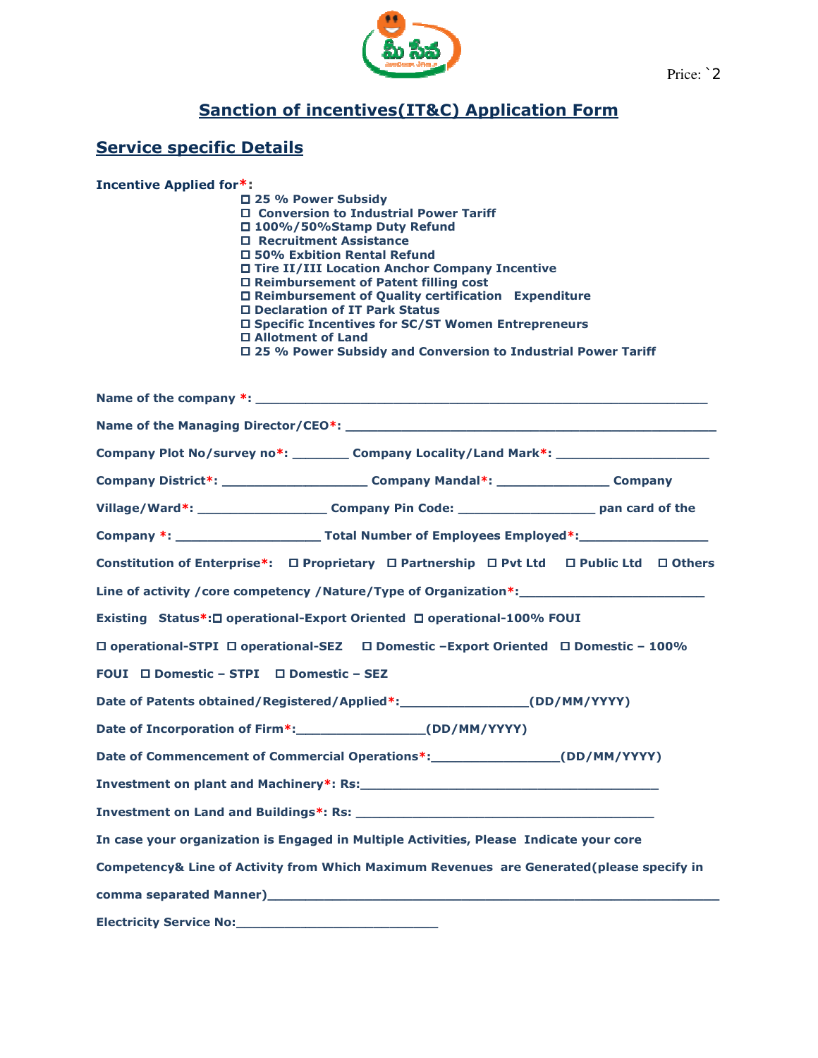Price: `2

# Sanction of incentives(IT&C) Application Form

## Service specific Details

**Incentive Applied for*:**

- ☐ 25 % Power Subsidy
- ☐ Conversion to Industrial Power Tariff
- ☐ 100%/50%Stamp Duty Refund
- ☐ Recruitment Assistance
- ☐ 50% Exbition Rental Refund
- ☐ Tire II/III Location Anchor Company Incentive
- ☐ Reimbursement of Patent filling cost
- ☐ Reimbursement of Quality certification Expenditure
- ☐ Declaration of IT Park Status
- ☐ Specific Incentives for SC/ST Women Entrepreneurs
- ☐ Allotment of Land
- ☐ 25 % Power Subsidy and Conversion to Industrial Power Tariff

**Name of the company *:** ____________________________________________________________

**Name of the Managing Director/CEO*:** ________________________________________________

**Company Plot No/survey no*:** _______ **Company Locality/Land Mark*:** ____________________

**Company District*:** ___________________ **Company Mandal*:** _______________ **Company Village/Ward*:** ________________ **Company Pin Code:** _________________ **pan card of the Company *:** __________________ **Total Number of Employees Employed*:**________________

**Constitution of Enterprise*:** ☐ Proprietary ☐ Partnership ☐ Pvt Ltd ☐ Public Ltd ☐ Others

**Line of activity /core competency /Nature/Type of Organization*:**_______________________

**Existing Status*:** ☐ operational-Export Oriented ☐ operational-100% FOUI ☐ operational-STPI ☐ operational-SEZ ☐ Domestic –Export Oriented ☐ Domestic – 100% FOUI ☐ Domestic – STPI ☐ Domestic – SEZ

**Date of Patents obtained/Registered/Applied*:**________________(DD/MM/YYYY)

**Date of Incorporation of Firm*:**________________(DD/MM/YYYY)

**Date of Commencement of Commercial Operations*:**________________(DD/MM/YYYY)

**Investment on plant and Machinery*: Rs:**_______________________________________

**Investment on Land and Buildings*: Rs:** _______________________________________

**In case your organization is Engaged in Multiple Activities, Please Indicate your core Competency& Line of Activity from Which Maximum Revenues are Generated(please specify in comma separated Manner)**____________________________________________________________

**Electricity Service No:**___________________________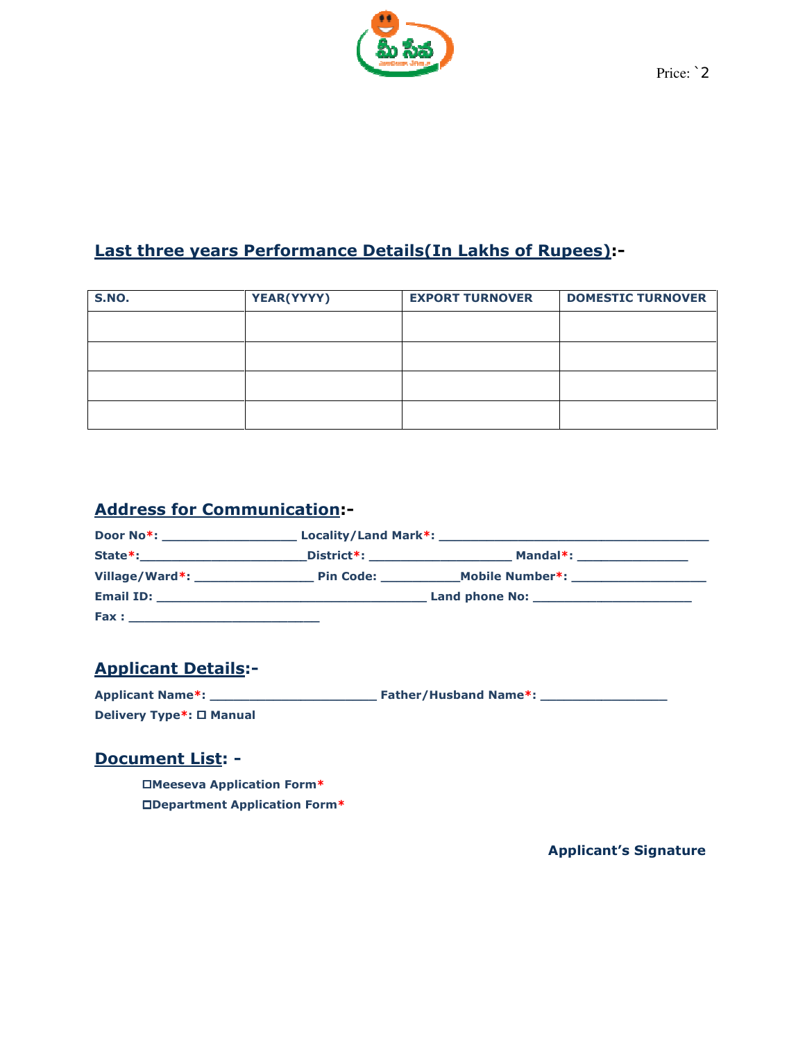Price: `2

## Last three years Performance Details(In Lakhs of Rupees):-

| S.NO. | YEAR(YYYY) | EXPORT TURNOVER | DOMESTIC TURNOVER |
|---|---|---|---|
| | | | |
| | | | |
| | | | |
| | | | |

## Address for Communication:-

**Door No*: __________________ Locality/Land Mark*: ____________________________________**

**State*:______________________District*: ___________________ Mandal*: _______________**

**Village/Ward*: ________________ Pin Code: __________Mobile Number*: __________________**

**Email ID: ____________________________________ Land phone No: _____________________**

**Fax : _________________________**

## Applicant Details:-

**Applicant Name*: ______________________ Father/Husband Name*: _________________**

**Delivery Type*: ☐ Manual**

## Document List: -

- ☐**Meeseva Application Form***
- ☐**Department Application Form***

**Applicant's Signature**